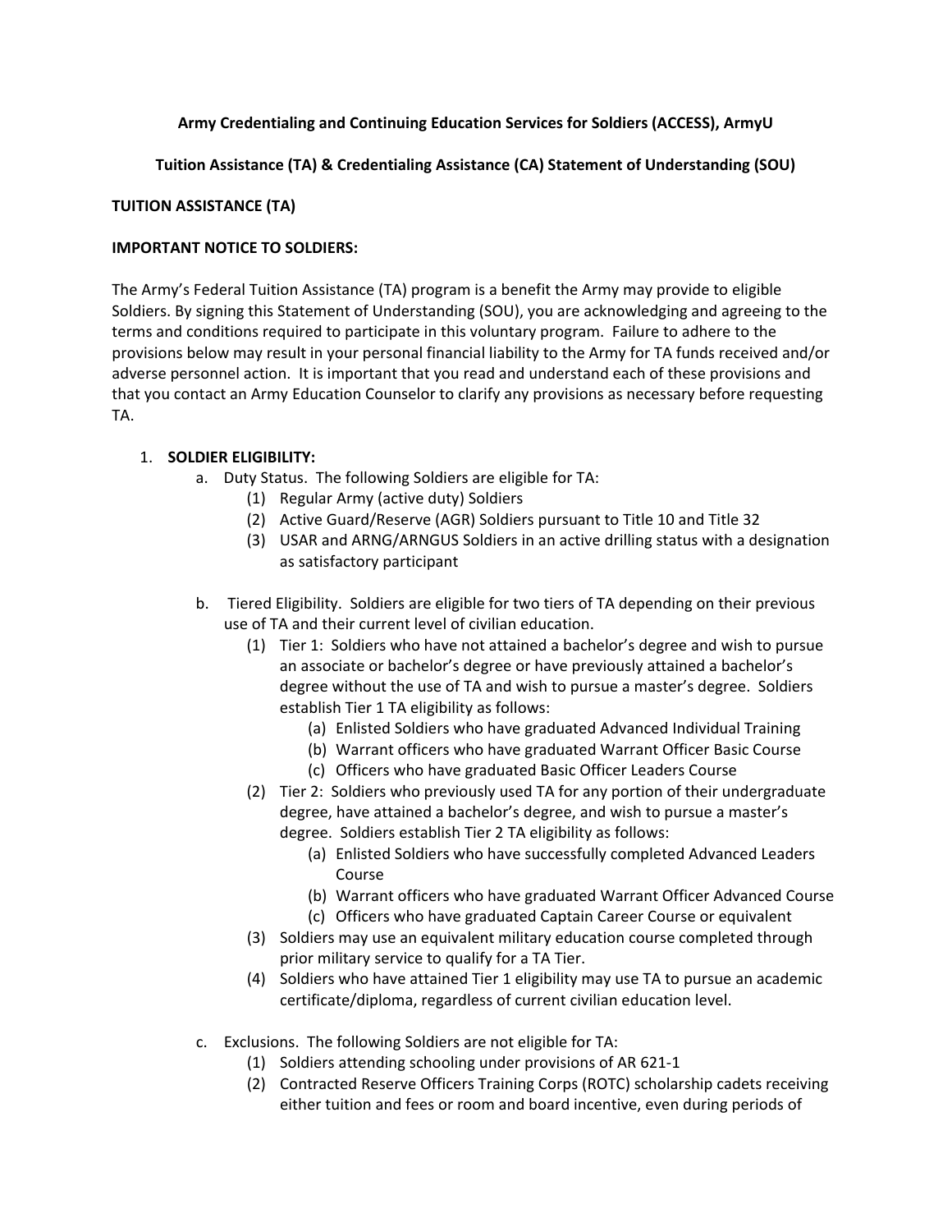**Army Credentialing and Continuing Education Services for Soldiers (ACCESS), ArmyU**

**Tuition Assistance (TA) & Credentialing Assistance (CA) Statement of Understanding (SOU)**

## TUITION ASSISTANCE (TA)

**IMPORTANT NOTICE TO SOLDIERS:**

The Army's Federal Tuition Assistance (TA) program is a benefit the Army may provide to eligible Soldiers. By signing this Statement of Understanding (SOU), you are acknowledging and agreeing to the terms and conditions required to participate in this voluntary program. Failure to adhere to the provisions below may result in your personal financial liability to the Army for TA funds received and/or adverse personnel action. It is important that you read and understand each of these provisions and that you contact an Army Education Counselor to clarify any provisions as necessary before requesting TA.

1. **SOLDIER ELIGIBILITY:**
   a. Duty Status. The following Soldiers are eligible for TA:
      (1) Regular Army (active duty) Soldiers
      (2) Active Guard/Reserve (AGR) Soldiers pursuant to Title 10 and Title 32
      (3) USAR and ARNG/ARNGUS Soldiers in an active drilling status with a designation as satisfactory participant

   b. Tiered Eligibility. Soldiers are eligible for two tiers of TA depending on their previous use of TA and their current level of civilian education.
      (1) Tier 1: Soldiers who have not attained a bachelor's degree and wish to pursue an associate or bachelor's degree or have previously attained a bachelor's degree without the use of TA and wish to pursue a master's degree. Soldiers establish Tier 1 TA eligibility as follows:
         (a) Enlisted Soldiers who have graduated Advanced Individual Training
         (b) Warrant officers who have graduated Warrant Officer Basic Course
         (c) Officers who have graduated Basic Officer Leaders Course
      (2) Tier 2: Soldiers who previously used TA for any portion of their undergraduate degree, have attained a bachelor's degree, and wish to pursue a master's degree. Soldiers establish Tier 2 TA eligibility as follows:
         (a) Enlisted Soldiers who have successfully completed Advanced Leaders Course
         (b) Warrant officers who have graduated Warrant Officer Advanced Course
         (c) Officers who have graduated Captain Career Course or equivalent
      (3) Soldiers may use an equivalent military education course completed through prior military service to qualify for a TA Tier.
      (4) Soldiers who have attained Tier 1 eligibility may use TA to pursue an academic certificate/diploma, regardless of current civilian education level.

   c. Exclusions. The following Soldiers are not eligible for TA:
      (1) Soldiers attending schooling under provisions of AR 621-1
      (2) Contracted Reserve Officers Training Corps (ROTC) scholarship cadets receiving either tuition and fees or room and board incentive, even during periods of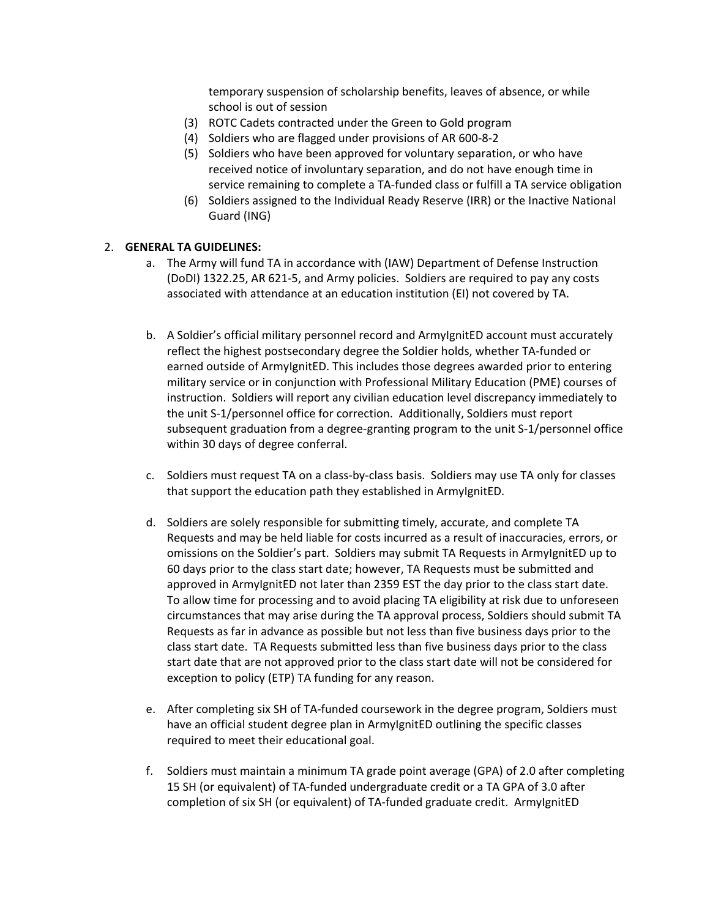temporary suspension of scholarship benefits, leaves of absence, or while school is out of session

(3) ROTC Cadets contracted under the Green to Gold program

(4) Soldiers who are flagged under provisions of AR 600-8-2

(5) Soldiers who have been approved for voluntary separation, or who have received notice of involuntary separation, and do not have enough time in service remaining to complete a TA-funded class or fulfill a TA service obligation

(6) Soldiers assigned to the Individual Ready Reserve (IRR) or the Inactive National Guard (ING)

2. **GENERAL TA GUIDELINES:**

   a. The Army will fund TA in accordance with (IAW) Department of Defense Instruction (DoDI) 1322.25, AR 621-5, and Army policies. Soldiers are required to pay any costs associated with attendance at an education institution (EI) not covered by TA.

   b. A Soldier's official military personnel record and ArmyIgnitED account must accurately reflect the highest postsecondary degree the Soldier holds, whether TA-funded or earned outside of ArmyIgnitED. This includes those degrees awarded prior to entering military service or in conjunction with Professional Military Education (PME) courses of instruction. Soldiers will report any civilian education level discrepancy immediately to the unit S-1/personnel office for correction. Additionally, Soldiers must report subsequent graduation from a degree-granting program to the unit S-1/personnel office within 30 days of degree conferral.

   c. Soldiers must request TA on a class-by-class basis. Soldiers may use TA only for classes that support the education path they established in ArmyIgnitED.

   d. Soldiers are solely responsible for submitting timely, accurate, and complete TA Requests and may be held liable for costs incurred as a result of inaccuracies, errors, or omissions on the Soldier's part. Soldiers may submit TA Requests in ArmyIgnitED up to 60 days prior to the class start date; however, TA Requests must be submitted and approved in ArmyIgnitED not later than 2359 EST the day prior to the class start date. To allow time for processing and to avoid placing TA eligibility at risk due to unforeseen circumstances that may arise during the TA approval process, Soldiers should submit TA Requests as far in advance as possible but not less than five business days prior to the class start date. TA Requests submitted less than five business days prior to the class start date that are not approved prior to the class start date will not be considered for exception to policy (ETP) TA funding for any reason.

   e. After completing six SH of TA-funded coursework in the degree program, Soldiers must have an official student degree plan in ArmyIgnitED outlining the specific classes required to meet their educational goal.

   f. Soldiers must maintain a minimum TA grade point average (GPA) of 2.0 after completing 15 SH (or equivalent) of TA-funded undergraduate credit or a TA GPA of 3.0 after completion of six SH (or equivalent) of TA-funded graduate credit. ArmyIgnitED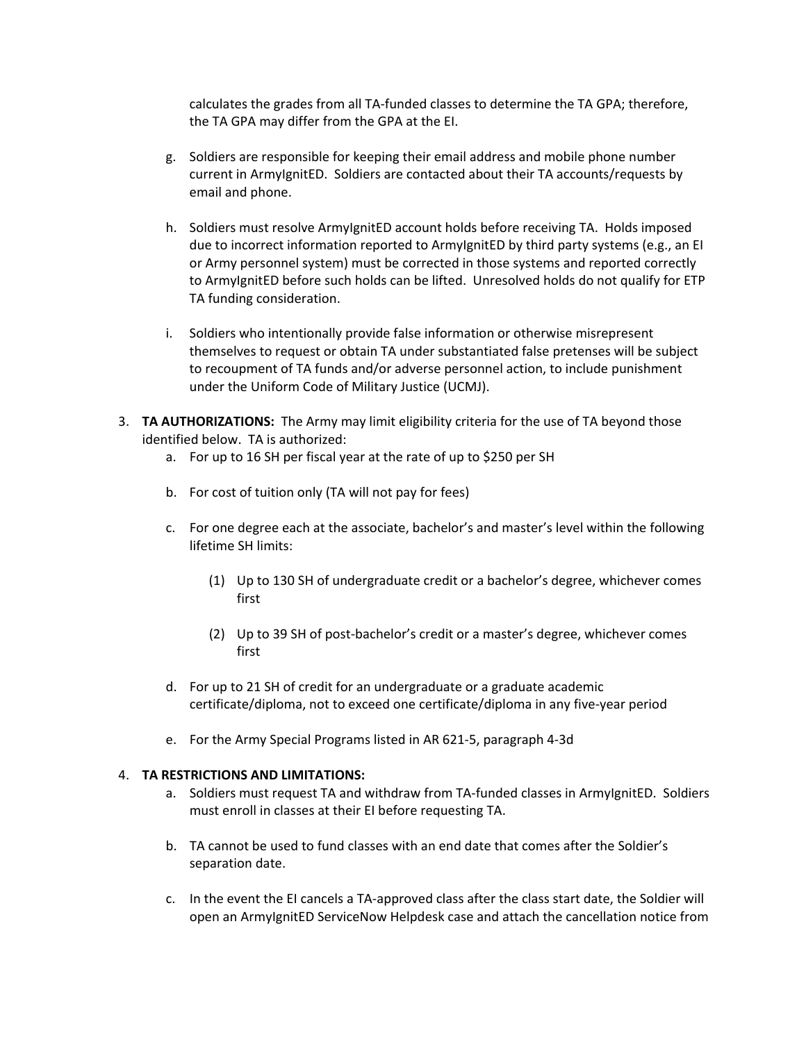calculates the grades from all TA-funded classes to determine the TA GPA; therefore, the TA GPA may differ from the GPA at the EI.

g. Soldiers are responsible for keeping their email address and mobile phone number current in ArmyIgnitED. Soldiers are contacted about their TA accounts/requests by email and phone.

h. Soldiers must resolve ArmyIgnitED account holds before receiving TA. Holds imposed due to incorrect information reported to ArmyIgnitED by third party systems (e.g., an EI or Army personnel system) must be corrected in those systems and reported correctly to ArmyIgnitED before such holds can be lifted. Unresolved holds do not qualify for ETP TA funding consideration.

i. Soldiers who intentionally provide false information or otherwise misrepresent themselves to request or obtain TA under substantiated false pretenses will be subject to recoupment of TA funds and/or adverse personnel action, to include punishment under the Uniform Code of Military Justice (UCMJ).

3. **TA AUTHORIZATIONS:** The Army may limit eligibility criteria for the use of TA beyond those identified below. TA is authorized:

   a. For up to 16 SH per fiscal year at the rate of up to $250 per SH

   b. For cost of tuition only (TA will not pay for fees)

   c. For one degree each at the associate, bachelor's and master's level within the following lifetime SH limits:

      (1) Up to 130 SH of undergraduate credit or a bachelor's degree, whichever comes first

      (2) Up to 39 SH of post-bachelor's credit or a master's degree, whichever comes first

   d. For up to 21 SH of credit for an undergraduate or a graduate academic certificate/diploma, not to exceed one certificate/diploma in any five-year period

   e. For the Army Special Programs listed in AR 621-5, paragraph 4-3d

4. **TA RESTRICTIONS AND LIMITATIONS:**

   a. Soldiers must request TA and withdraw from TA-funded classes in ArmyIgnitED. Soldiers must enroll in classes at their EI before requesting TA.

   b. TA cannot be used to fund classes with an end date that comes after the Soldier's separation date.

   c. In the event the EI cancels a TA-approved class after the class start date, the Soldier will open an ArmyIgnitED ServiceNow Helpdesk case and attach the cancellation notice from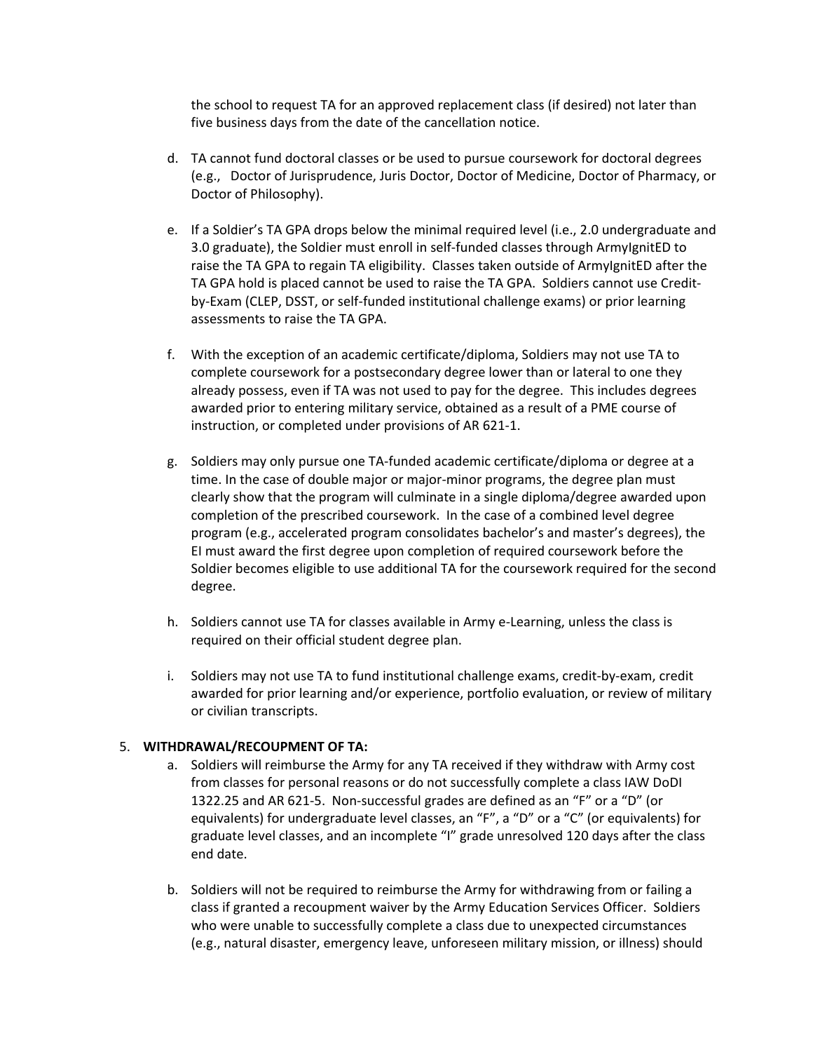the school to request TA for an approved replacement class (if desired) not later than five business days from the date of the cancellation notice.

d. TA cannot fund doctoral classes or be used to pursue coursework for doctoral degrees (e.g., Doctor of Jurisprudence, Juris Doctor, Doctor of Medicine, Doctor of Pharmacy, or Doctor of Philosophy).

e. If a Soldier's TA GPA drops below the minimal required level (i.e., 2.0 undergraduate and 3.0 graduate), the Soldier must enroll in self-funded classes through ArmyIgnitED to raise the TA GPA to regain TA eligibility. Classes taken outside of ArmyIgnitED after the TA GPA hold is placed cannot be used to raise the TA GPA. Soldiers cannot use Credit-by-Exam (CLEP, DSST, or self-funded institutional challenge exams) or prior learning assessments to raise the TA GPA.

f. With the exception of an academic certificate/diploma, Soldiers may not use TA to complete coursework for a postsecondary degree lower than or lateral to one they already possess, even if TA was not used to pay for the degree. This includes degrees awarded prior to entering military service, obtained as a result of a PME course of instruction, or completed under provisions of AR 621-1.

g. Soldiers may only pursue one TA-funded academic certificate/diploma or degree at a time. In the case of double major or major-minor programs, the degree plan must clearly show that the program will culminate in a single diploma/degree awarded upon completion of the prescribed coursework. In the case of a combined level degree program (e.g., accelerated program consolidates bachelor's and master's degrees), the EI must award the first degree upon completion of required coursework before the Soldier becomes eligible to use additional TA for the coursework required for the second degree.

h. Soldiers cannot use TA for classes available in Army e-Learning, unless the class is required on their official student degree plan.

i. Soldiers may not use TA to fund institutional challenge exams, credit-by-exam, credit awarded for prior learning and/or experience, portfolio evaluation, or review of military or civilian transcripts.

5. **WITHDRAWAL/RECOUPMENT OF TA:**

a. Soldiers will reimburse the Army for any TA received if they withdraw with Army cost from classes for personal reasons or do not successfully complete a class IAW DoDI 1322.25 and AR 621-5. Non-successful grades are defined as an "F" or a "D" (or equivalents) for undergraduate level classes, an "F", a "D" or a "C" (or equivalents) for graduate level classes, and an incomplete "I" grade unresolved 120 days after the class end date.

b. Soldiers will not be required to reimburse the Army for withdrawing from or failing a class if granted a recoupment waiver by the Army Education Services Officer. Soldiers who were unable to successfully complete a class due to unexpected circumstances (e.g., natural disaster, emergency leave, unforeseen military mission, or illness) should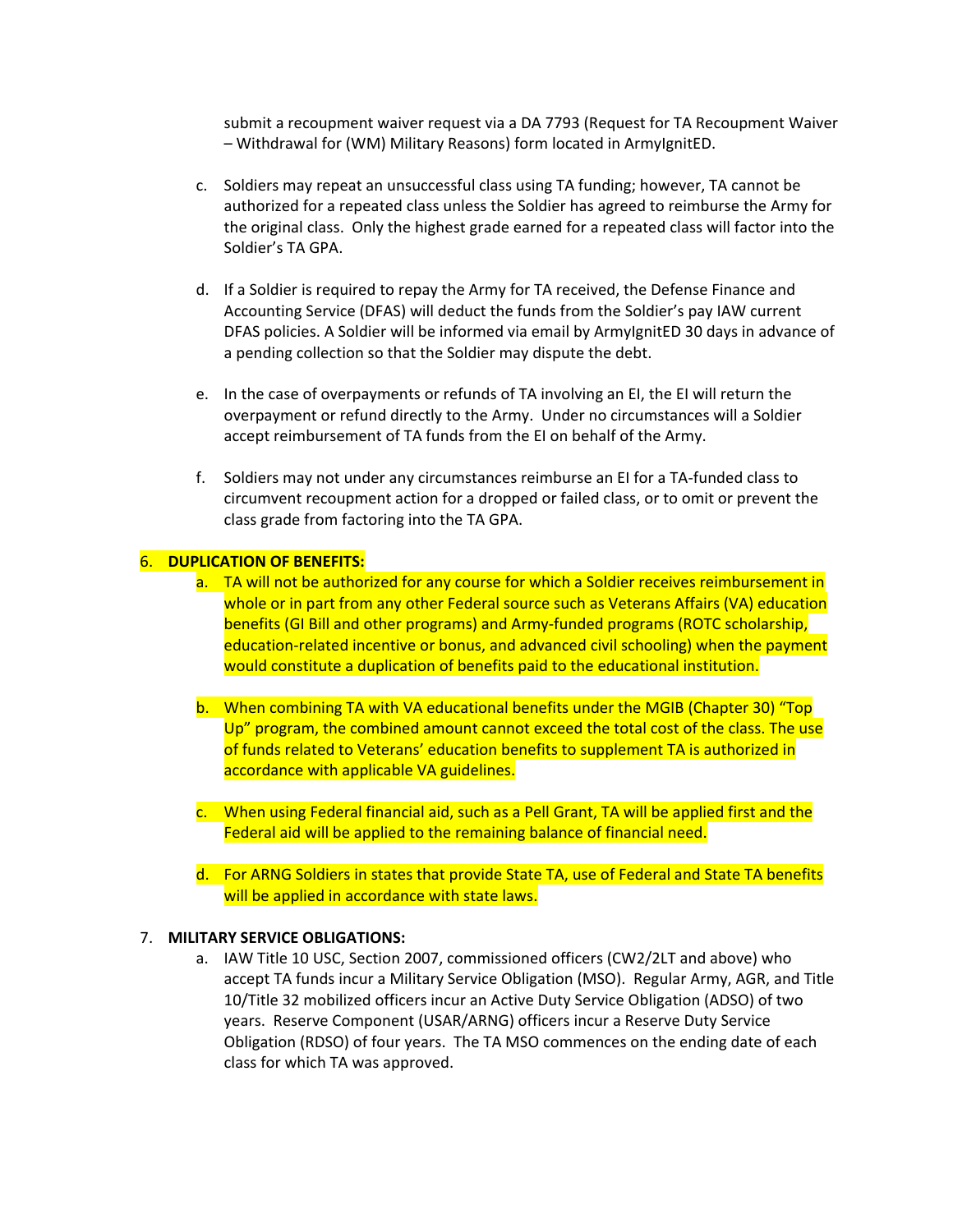submit a recoupment waiver request via a DA 7793 (Request for TA Recoupment Waiver – Withdrawal for (WM) Military Reasons) form located in ArmyIgnitED.

c. Soldiers may repeat an unsuccessful class using TA funding; however, TA cannot be authorized for a repeated class unless the Soldier has agreed to reimburse the Army for the original class. Only the highest grade earned for a repeated class will factor into the Soldier's TA GPA.

d. If a Soldier is required to repay the Army for TA received, the Defense Finance and Accounting Service (DFAS) will deduct the funds from the Soldier's pay IAW current DFAS policies. A Soldier will be informed via email by ArmyIgnitED 30 days in advance of a pending collection so that the Soldier may dispute the debt.

e. In the case of overpayments or refunds of TA involving an EI, the EI will return the overpayment or refund directly to the Army. Under no circumstances will a Soldier accept reimbursement of TA funds from the EI on behalf of the Army.

f. Soldiers may not under any circumstances reimburse an EI for a TA-funded class to circumvent recoupment action for a dropped or failed class, or to omit or prevent the class grade from factoring into the TA GPA.

6. **DUPLICATION OF BENEFITS:**

a. TA will not be authorized for any course for which a Soldier receives reimbursement in whole or in part from any other Federal source such as Veterans Affairs (VA) education benefits (GI Bill and other programs) and Army-funded programs (ROTC scholarship, education-related incentive or bonus, and advanced civil schooling) when the payment would constitute a duplication of benefits paid to the educational institution.

b. When combining TA with VA educational benefits under the MGIB (Chapter 30) "Top Up" program, the combined amount cannot exceed the total cost of the class. The use of funds related to Veterans' education benefits to supplement TA is authorized in accordance with applicable VA guidelines.

c. When using Federal financial aid, such as a Pell Grant, TA will be applied first and the Federal aid will be applied to the remaining balance of financial need.

d. For ARNG Soldiers in states that provide State TA, use of Federal and State TA benefits will be applied in accordance with state laws.

7. **MILITARY SERVICE OBLIGATIONS:**

a. IAW Title 10 USC, Section 2007, commissioned officers (CW2/2LT and above) who accept TA funds incur a Military Service Obligation (MSO). Regular Army, AGR, and Title 10/Title 32 mobilized officers incur an Active Duty Service Obligation (ADSO) of two years. Reserve Component (USAR/ARNG) officers incur a Reserve Duty Service Obligation (RDSO) of four years. The TA MSO commences on the ending date of each class for which TA was approved.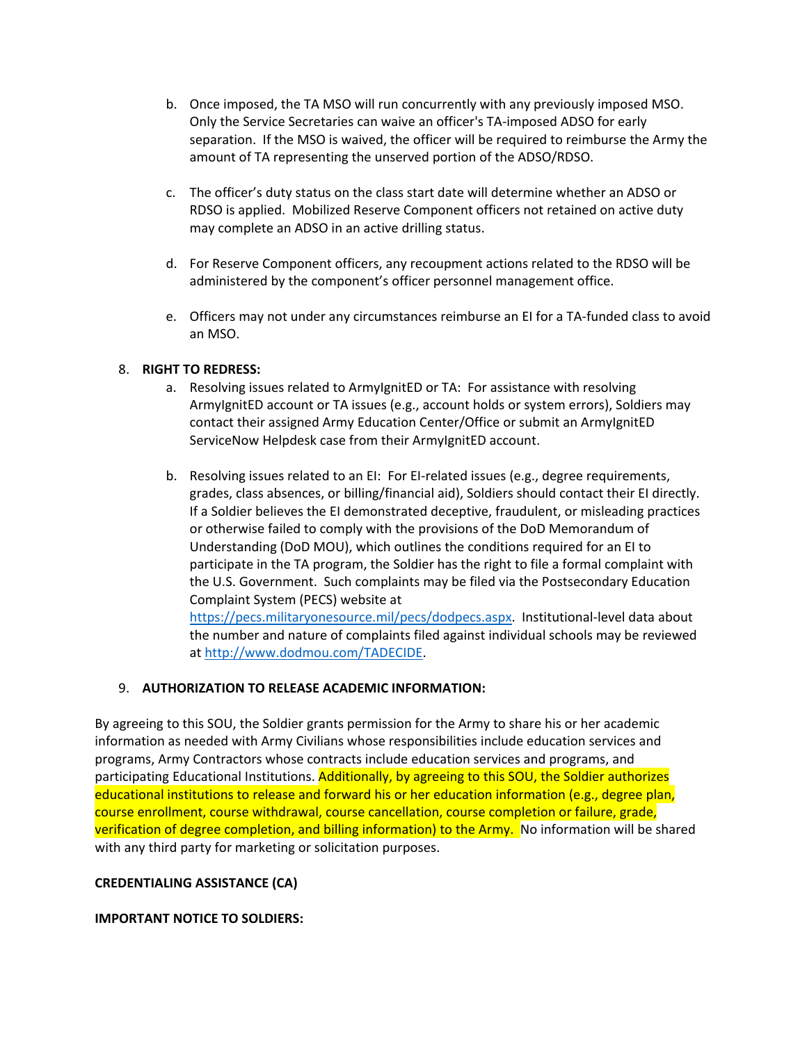b. Once imposed, the TA MSO will run concurrently with any previously imposed MSO. Only the Service Secretaries can waive an officer's TA-imposed ADSO for early separation. If the MSO is waived, the officer will be required to reimburse the Army the amount of TA representing the unserved portion of the ADSO/RDSO.

c. The officer's duty status on the class start date will determine whether an ADSO or RDSO is applied. Mobilized Reserve Component officers not retained on active duty may complete an ADSO in an active drilling status.

d. For Reserve Component officers, any recoupment actions related to the RDSO will be administered by the component's officer personnel management office.

e. Officers may not under any circumstances reimburse an EI for a TA-funded class to avoid an MSO.

8. **RIGHT TO REDRESS:**

   a. Resolving issues related to ArmyIgnitED or TA: For assistance with resolving ArmyIgnitED account or TA issues (e.g., account holds or system errors), Soldiers may contact their assigned Army Education Center/Office or submit an ArmyIgnitED ServiceNow Helpdesk case from their ArmyIgnitED account.

   b. Resolving issues related to an EI: For EI-related issues (e.g., degree requirements, grades, class absences, or billing/financial aid), Soldiers should contact their EI directly. If a Soldier believes the EI demonstrated deceptive, fraudulent, or misleading practices or otherwise failed to comply with the provisions of the DoD Memorandum of Understanding (DoD MOU), which outlines the conditions required for an EI to participate in the TA program, the Soldier has the right to file a formal complaint with the U.S. Government. Such complaints may be filed via the Postsecondary Education Complaint System (PECS) website at https://pecs.militaryonesource.mil/pecs/dodpecs.aspx. Institutional-level data about the number and nature of complaints filed against individual schools may be reviewed at http://www.dodmou.com/TADECIDE.

9. **AUTHORIZATION TO RELEASE ACADEMIC INFORMATION:**

By agreeing to this SOU, the Soldier grants permission for the Army to share his or her academic information as needed with Army Civilians whose responsibilities include education services and programs, Army Contractors whose contracts include education services and programs, and participating Educational Institutions. Additionally, by agreeing to this SOU, the Soldier authorizes educational institutions to release and forward his or her education information (e.g., degree plan, course enrollment, course withdrawal, course cancellation, course completion or failure, grade, verification of degree completion, and billing information) to the Army. No information will be shared with any third party for marketing or solicitation purposes.

**CREDENTIALING ASSISTANCE (CA)**

**IMPORTANT NOTICE TO SOLDIERS:**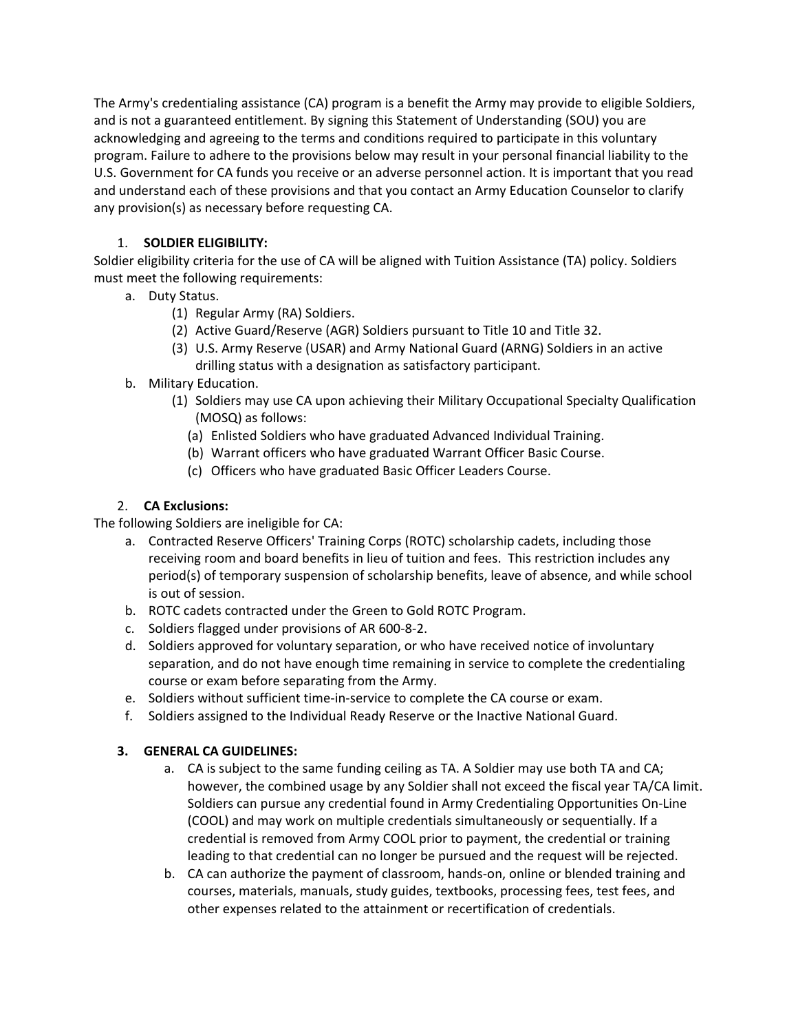The Army's credentialing assistance (CA) program is a benefit the Army may provide to eligible Soldiers, and is not a guaranteed entitlement. By signing this Statement of Understanding (SOU) you are acknowledging and agreeing to the terms and conditions required to participate in this voluntary program. Failure to adhere to the provisions below may result in your personal financial liability to the U.S. Government for CA funds you receive or an adverse personnel action. It is important that you read and understand each of these provisions and that you contact an Army Education Counselor to clarify any provision(s) as necessary before requesting CA.

1. **SOLDIER ELIGIBILITY:**

Soldier eligibility criteria for the use of CA will be aligned with Tuition Assistance (TA) policy. Soldiers must meet the following requirements:

- a. Duty Status.
  - (1) Regular Army (RA) Soldiers.
  - (2) Active Guard/Reserve (AGR) Soldiers pursuant to Title 10 and Title 32.
  - (3) U.S. Army Reserve (USAR) and Army National Guard (ARNG) Soldiers in an active drilling status with a designation as satisfactory participant.
- b. Military Education.
  - (1) Soldiers may use CA upon achieving their Military Occupational Specialty Qualification (MOSQ) as follows:
    - (a) Enlisted Soldiers who have graduated Advanced Individual Training.
    - (b) Warrant officers who have graduated Warrant Officer Basic Course.
    - (c) Officers who have graduated Basic Officer Leaders Course.

2. **CA Exclusions:**

The following Soldiers are ineligible for CA:

- a. Contracted Reserve Officers' Training Corps (ROTC) scholarship cadets, including those receiving room and board benefits in lieu of tuition and fees. This restriction includes any period(s) of temporary suspension of scholarship benefits, leave of absence, and while school is out of session.
- b. ROTC cadets contracted under the Green to Gold ROTC Program.
- c. Soldiers flagged under provisions of AR 600-8-2.
- d. Soldiers approved for voluntary separation, or who have received notice of involuntary separation, and do not have enough time remaining in service to complete the credentialing course or exam before separating from the Army.
- e. Soldiers without sufficient time-in-service to complete the CA course or exam.
- f. Soldiers assigned to the Individual Ready Reserve or the Inactive National Guard.

3. **GENERAL CA GUIDELINES:**
   - a. CA is subject to the same funding ceiling as TA. A Soldier may use both TA and CA; however, the combined usage by any Soldier shall not exceed the fiscal year TA/CA limit. Soldiers can pursue any credential found in Army Credentialing Opportunities On-Line (COOL) and may work on multiple credentials simultaneously or sequentially. If a credential is removed from Army COOL prior to payment, the credential or training leading to that credential can no longer be pursued and the request will be rejected.
   - b. CA can authorize the payment of classroom, hands-on, online or blended training and courses, materials, manuals, study guides, textbooks, processing fees, test fees, and other expenses related to the attainment or recertification of credentials.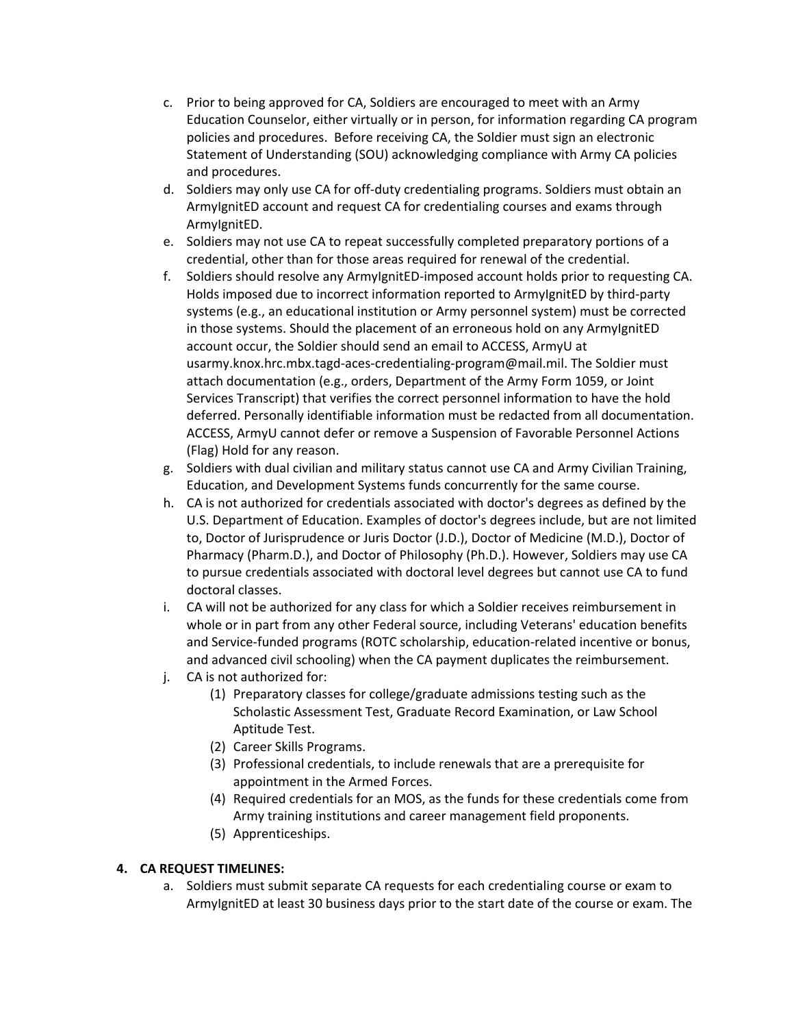c. Prior to being approved for CA, Soldiers are encouraged to meet with an Army Education Counselor, either virtually or in person, for information regarding CA program policies and procedures. Before receiving CA, the Soldier must sign an electronic Statement of Understanding (SOU) acknowledging compliance with Army CA policies and procedures.

d. Soldiers may only use CA for off-duty credentialing programs. Soldiers must obtain an ArmyIgnitED account and request CA for credentialing courses and exams through ArmyIgnitED.

e. Soldiers may not use CA to repeat successfully completed preparatory portions of a credential, other than for those areas required for renewal of the credential.

f. Soldiers should resolve any ArmyIgnitED-imposed account holds prior to requesting CA. Holds imposed due to incorrect information reported to ArmyIgnitED by third-party systems (e.g., an educational institution or Army personnel system) must be corrected in those systems. Should the placement of an erroneous hold on any ArmyIgnitED account occur, the Soldier should send an email to ACCESS, ArmyU at usarmy.knox.hrc.mbx.tagd-aces-credentialing-program@mail.mil. The Soldier must attach documentation (e.g., orders, Department of the Army Form 1059, or Joint Services Transcript) that verifies the correct personnel information to have the hold deferred. Personally identifiable information must be redacted from all documentation. ACCESS, ArmyU cannot defer or remove a Suspension of Favorable Personnel Actions (Flag) Hold for any reason.

g. Soldiers with dual civilian and military status cannot use CA and Army Civilian Training, Education, and Development Systems funds concurrently for the same course.

h. CA is not authorized for credentials associated with doctor's degrees as defined by the U.S. Department of Education. Examples of doctor's degrees include, but are not limited to, Doctor of Jurisprudence or Juris Doctor (J.D.), Doctor of Medicine (M.D.), Doctor of Pharmacy (Pharm.D.), and Doctor of Philosophy (Ph.D.). However, Soldiers may use CA to pursue credentials associated with doctoral level degrees but cannot use CA to fund doctoral classes.

i. CA will not be authorized for any class for which a Soldier receives reimbursement in whole or in part from any other Federal source, including Veterans' education benefits and Service-funded programs (ROTC scholarship, education-related incentive or bonus, and advanced civil schooling) when the CA payment duplicates the reimbursement.

j. CA is not authorized for:

   (1) Preparatory classes for college/graduate admissions testing such as the Scholastic Assessment Test, Graduate Record Examination, or Law School Aptitude Test.

   (2) Career Skills Programs.

   (3) Professional credentials, to include renewals that are a prerequisite for appointment in the Armed Forces.

   (4) Required credentials for an MOS, as the funds for these credentials come from Army training institutions and career management field proponents.

   (5) Apprenticeships.

**4. CA REQUEST TIMELINES:**

a. Soldiers must submit separate CA requests for each credentialing course or exam to ArmyIgnitED at least 30 business days prior to the start date of the course or exam. The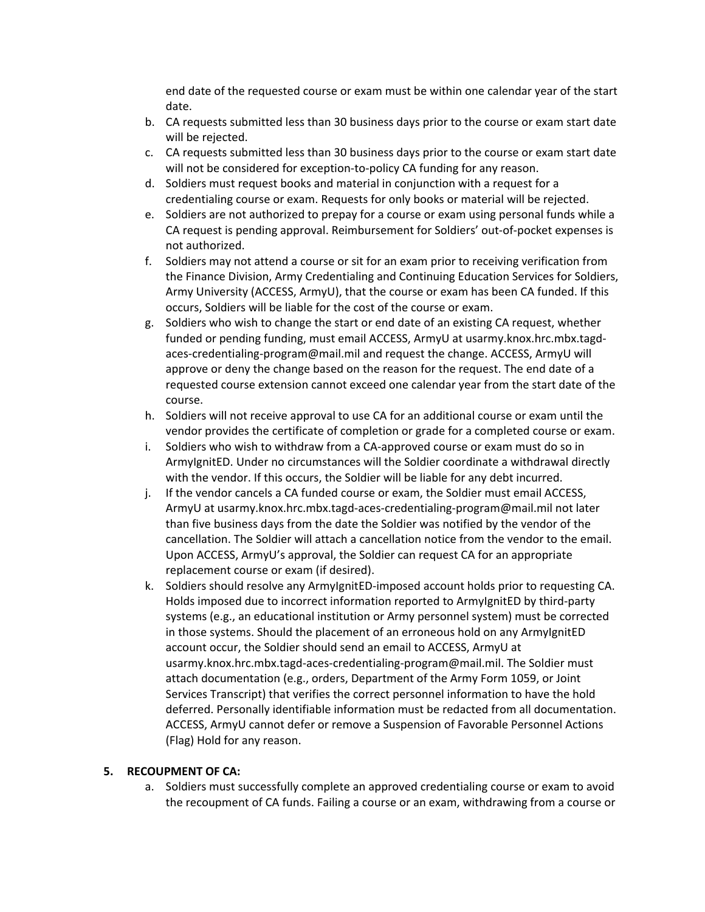end date of the requested course or exam must be within one calendar year of the start date.

b. CA requests submitted less than 30 business days prior to the course or exam start date will be rejected.

c. CA requests submitted less than 30 business days prior to the course or exam start date will not be considered for exception-to-policy CA funding for any reason.

d. Soldiers must request books and material in conjunction with a request for a credentialing course or exam. Requests for only books or material will be rejected.

e. Soldiers are not authorized to prepay for a course or exam using personal funds while a CA request is pending approval. Reimbursement for Soldiers' out-of-pocket expenses is not authorized.

f. Soldiers may not attend a course or sit for an exam prior to receiving verification from the Finance Division, Army Credentialing and Continuing Education Services for Soldiers, Army University (ACCESS, ArmyU), that the course or exam has been CA funded. If this occurs, Soldiers will be liable for the cost of the course or exam.

g. Soldiers who wish to change the start or end date of an existing CA request, whether funded or pending funding, must email ACCESS, ArmyU at usarmy.knox.hrc.mbx.tagd-aces-credentialing-program@mail.mil and request the change. ACCESS, ArmyU will approve or deny the change based on the reason for the request. The end date of a requested course extension cannot exceed one calendar year from the start date of the course.

h. Soldiers will not receive approval to use CA for an additional course or exam until the vendor provides the certificate of completion or grade for a completed course or exam.

i. Soldiers who wish to withdraw from a CA-approved course or exam must do so in ArmyIgnitED. Under no circumstances will the Soldier coordinate a withdrawal directly with the vendor. If this occurs, the Soldier will be liable for any debt incurred.

j. If the vendor cancels a CA funded course or exam, the Soldier must email ACCESS, ArmyU at usarmy.knox.hrc.mbx.tagd-aces-credentialing-program@mail.mil not later than five business days from the date the Soldier was notified by the vendor of the cancellation. The Soldier will attach a cancellation notice from the vendor to the email. Upon ACCESS, ArmyU's approval, the Soldier can request CA for an appropriate replacement course or exam (if desired).

k. Soldiers should resolve any ArmyIgnitED-imposed account holds prior to requesting CA. Holds imposed due to incorrect information reported to ArmyIgnitED by third-party systems (e.g., an educational institution or Army personnel system) must be corrected in those systems. Should the placement of an erroneous hold on any ArmyIgnitED account occur, the Soldier should send an email to ACCESS, ArmyU at usarmy.knox.hrc.mbx.tagd-aces-credentialing-program@mail.mil. The Soldier must attach documentation (e.g., orders, Department of the Army Form 1059, or Joint Services Transcript) that verifies the correct personnel information to have the hold deferred. Personally identifiable information must be redacted from all documentation. ACCESS, ArmyU cannot defer or remove a Suspension of Favorable Personnel Actions (Flag) Hold for any reason.

## 5. RECOUPMENT OF CA:

a. Soldiers must successfully complete an approved credentialing course or exam to avoid the recoupment of CA funds. Failing a course or an exam, withdrawing from a course or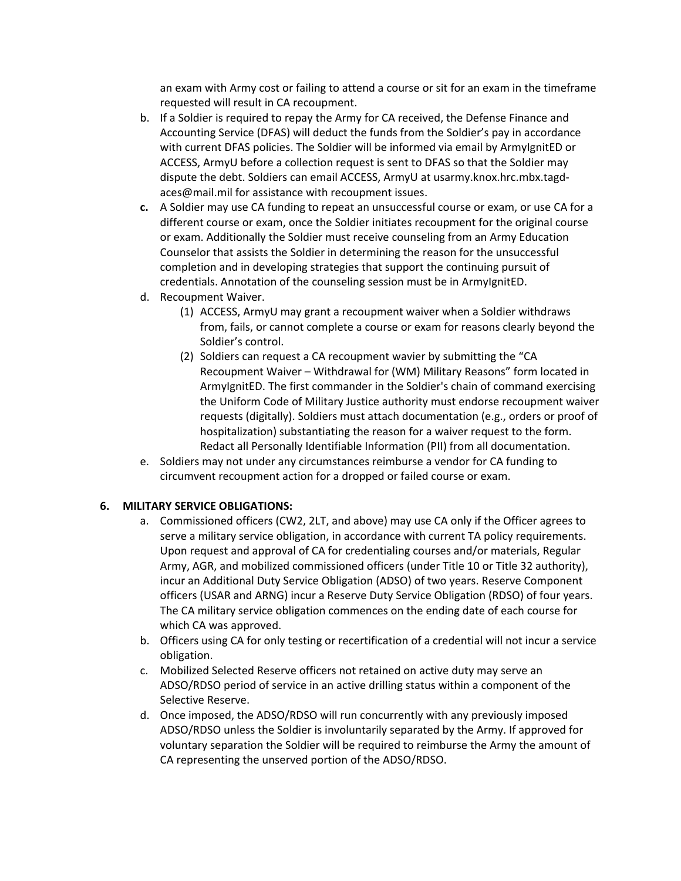an exam with Army cost or failing to attend a course or sit for an exam in the timeframe requested will result in CA recoupment.

b. If a Soldier is required to repay the Army for CA received, the Defense Finance and Accounting Service (DFAS) will deduct the funds from the Soldier's pay in accordance with current DFAS policies. The Soldier will be informed via email by ArmyIgnitED or ACCESS, ArmyU before a collection request is sent to DFAS so that the Soldier may dispute the debt. Soldiers can email ACCESS, ArmyU at usarmy.knox.hrc.mbx.tagd-aces@mail.mil for assistance with recoupment issues.

**c.** A Soldier may use CA funding to repeat an unsuccessful course or exam, or use CA for a different course or exam, once the Soldier initiates recoupment for the original course or exam. Additionally the Soldier must receive counseling from an Army Education Counselor that assists the Soldier in determining the reason for the unsuccessful completion and in developing strategies that support the continuing pursuit of credentials. Annotation of the counseling session must be in ArmyIgnitED.

d. Recoupment Waiver.

(1) ACCESS, ArmyU may grant a recoupment waiver when a Soldier withdraws from, fails, or cannot complete a course or exam for reasons clearly beyond the Soldier's control.

(2) Soldiers can request a CA recoupment wavier by submitting the "CA Recoupment Waiver – Withdrawal for (WM) Military Reasons" form located in ArmyIgnitED. The first commander in the Soldier's chain of command exercising the Uniform Code of Military Justice authority must endorse recoupment waiver requests (digitally). Soldiers must attach documentation (e.g., orders or proof of hospitalization) substantiating the reason for a waiver request to the form. Redact all Personally Identifiable Information (PII) from all documentation.

e. Soldiers may not under any circumstances reimburse a vendor for CA funding to circumvent recoupment action for a dropped or failed course or exam.

**6. MILITARY SERVICE OBLIGATIONS:**

a. Commissioned officers (CW2, 2LT, and above) may use CA only if the Officer agrees to serve a military service obligation, in accordance with current TA policy requirements. Upon request and approval of CA for credentialing courses and/or materials, Regular Army, AGR, and mobilized commissioned officers (under Title 10 or Title 32 authority), incur an Additional Duty Service Obligation (ADSO) of two years. Reserve Component officers (USAR and ARNG) incur a Reserve Duty Service Obligation (RDSO) of four years. The CA military service obligation commences on the ending date of each course for which CA was approved.

b. Officers using CA for only testing or recertification of a credential will not incur a service obligation.

c. Mobilized Selected Reserve officers not retained on active duty may serve an ADSO/RDSO period of service in an active drilling status within a component of the Selective Reserve.

d. Once imposed, the ADSO/RDSO will run concurrently with any previously imposed ADSO/RDSO unless the Soldier is involuntarily separated by the Army. If approved for voluntary separation the Soldier will be required to reimburse the Army the amount of CA representing the unserved portion of the ADSO/RDSO.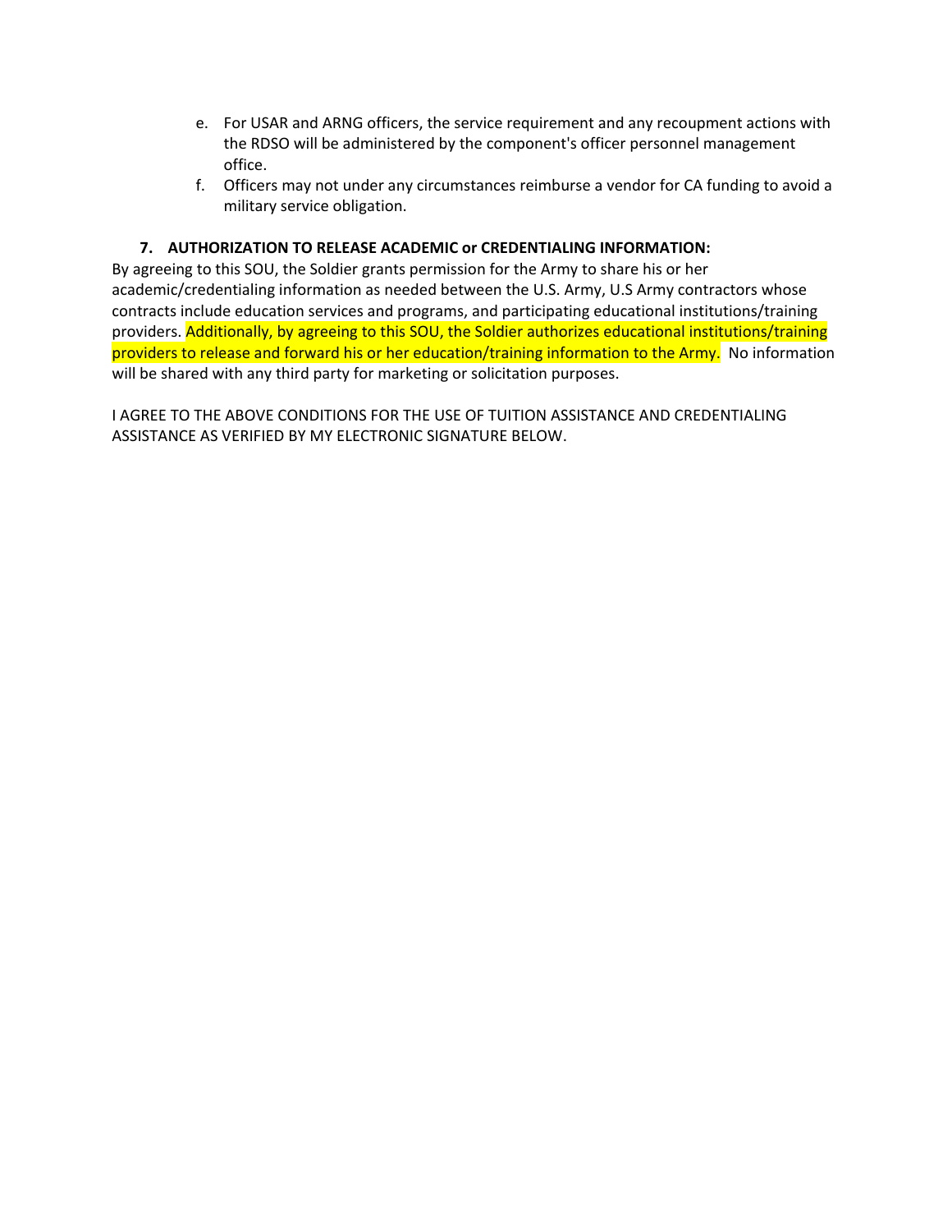e. For USAR and ARNG officers, the service requirement and any recoupment actions with the RDSO will be administered by the component's officer personnel management office.
f. Officers may not under any circumstances reimburse a vendor for CA funding to avoid a military service obligation.

**7. AUTHORIZATION TO RELEASE ACADEMIC or CREDENTIALING INFORMATION:**

By agreeing to this SOU, the Soldier grants permission for the Army to share his or her academic/credentialing information as needed between the U.S. Army, U.S Army contractors whose contracts include education services and programs, and participating educational institutions/training providers. Additionally, by agreeing to this SOU, the Soldier authorizes educational institutions/training providers to release and forward his or her education/training information to the Army. No information will be shared with any third party for marketing or solicitation purposes.

I AGREE TO THE ABOVE CONDITIONS FOR THE USE OF TUITION ASSISTANCE AND CREDENTIALING ASSISTANCE AS VERIFIED BY MY ELECTRONIC SIGNATURE BELOW.